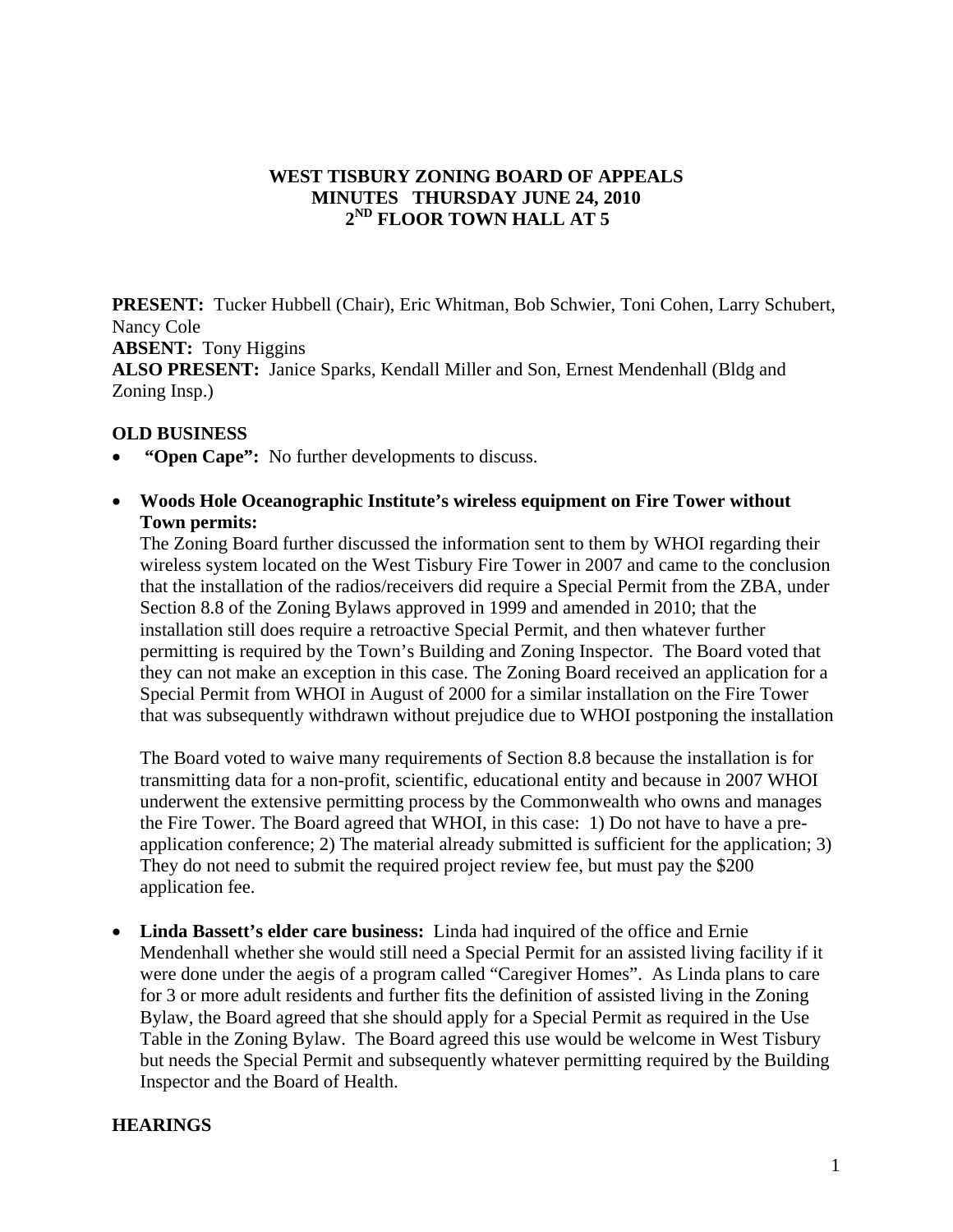# WEST TISBURY ZONING BOARD OF APPEALS
## MINUTES THURSDAY JUNE 24, 2010
## 2ND FLOOR TOWN HALL AT 5

**PRESENT:** Tucker Hubbell (Chair), Eric Whitman, Bob Schwier, Toni Cohen, Larry Schubert, Nancy Cole
**ABSENT:** Tony Higgins
**ALSO PRESENT:** Janice Sparks, Kendall Miller and Son, Ernest Mendenhall (Bldg and Zoning Insp.)

**OLD BUSINESS**

- **"Open Cape":** No further developments to discuss.

- **Woods Hole Oceanographic Institute's wireless equipment on Fire Tower without Town permits:**
  The Zoning Board further discussed the information sent to them by WHOI regarding their wireless system located on the West Tisbury Fire Tower in 2007 and came to the conclusion that the installation of the radios/receivers did require a Special Permit from the ZBA, under Section 8.8 of the Zoning Bylaws approved in 1999 and amended in 2010; that the installation still does require a retroactive Special Permit, and then whatever further permitting is required by the Town's Building and Zoning Inspector. The Board voted that they can not make an exception in this case. The Zoning Board received an application for a Special Permit from WHOI in August of 2000 for a similar installation on the Fire Tower that was subsequently withdrawn without prejudice due to WHOI postponing the installation

  The Board voted to waive many requirements of Section 8.8 because the installation is for transmitting data for a non-profit, scientific, educational entity and because in 2007 WHOI underwent the extensive permitting process by the Commonwealth who owns and manages the Fire Tower. The Board agreed that WHOI, in this case: 1) Do not have to have a pre-application conference; 2) The material already submitted is sufficient for the application; 3) They do not need to submit the required project review fee, but must pay the $200 application fee.

- **Linda Bassett's elder care business:** Linda had inquired of the office and Ernie Mendenhall whether she would still need a Special Permit for an assisted living facility if it were done under the aegis of a program called "Caregiver Homes". As Linda plans to care for 3 or more adult residents and further fits the definition of assisted living in the Zoning Bylaw, the Board agreed that she should apply for a Special Permit as required in the Use Table in the Zoning Bylaw. The Board agreed this use would be welcome in West Tisbury but needs the Special Permit and subsequently whatever permitting required by the Building Inspector and the Board of Health.

**HEARINGS**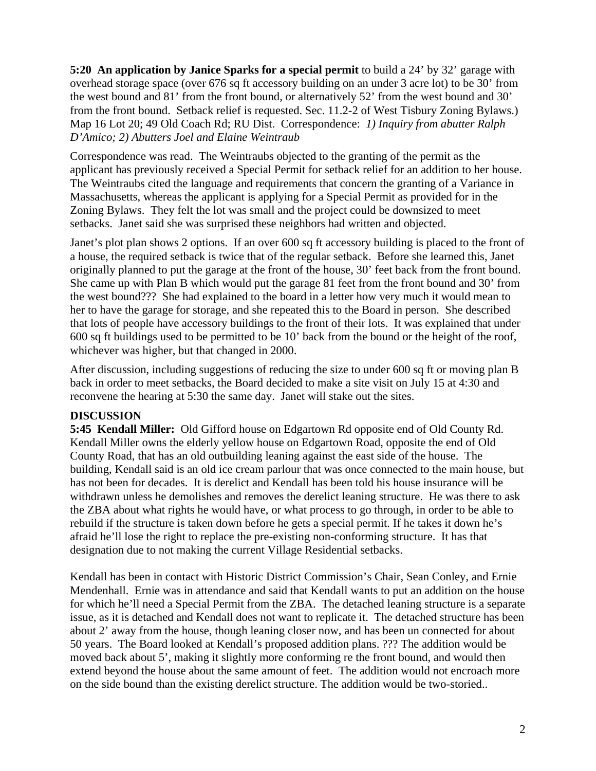**5:20 An application by Janice Sparks for a special permit** to build a 24' by 32' garage with overhead storage space (over 676 sq ft accessory building on an under 3 acre lot) to be 30' from the west bound and 81' from the front bound, or alternatively 52' from the west bound and 30' from the front bound. Setback relief is requested. Sec. 11.2-2 of West Tisbury Zoning Bylaws.) Map 16 Lot 20; 49 Old Coach Rd; RU Dist. Correspondence: *1) Inquiry from abutter Ralph D'Amico; 2) Abutters Joel and Elaine Weintraub*

Correspondence was read. The Weintraubs objected to the granting of the permit as the applicant has previously received a Special Permit for setback relief for an addition to her house. The Weintraubs cited the language and requirements that concern the granting of a Variance in Massachusetts, whereas the applicant is applying for a Special Permit as provided for in the Zoning Bylaws. They felt the lot was small and the project could be downsized to meet setbacks. Janet said she was surprised these neighbors had written and objected.

Janet's plot plan shows 2 options. If an over 600 sq ft accessory building is placed to the front of a house, the required setback is twice that of the regular setback. Before she learned this, Janet originally planned to put the garage at the front of the house, 30' feet back from the front bound. She came up with Plan B which would put the garage 81 feet from the front bound and 30' from the west bound??? She had explained to the board in a letter how very much it would mean to her to have the garage for storage, and she repeated this to the Board in person. She described that lots of people have accessory buildings to the front of their lots. It was explained that under 600 sq ft buildings used to be permitted to be 10' back from the bound or the height of the roof, whichever was higher, but that changed in 2000.

After discussion, including suggestions of reducing the size to under 600 sq ft or moving plan B back in order to meet setbacks, the Board decided to make a site visit on July 15 at 4:30 and reconvene the hearing at 5:30 the same day. Janet will stake out the sites.

**DISCUSSION**

**5:45 Kendall Miller:** Old Gifford house on Edgartown Rd opposite end of Old County Rd. Kendall Miller owns the elderly yellow house on Edgartown Road, opposite the end of Old County Road, that has an old outbuilding leaning against the east side of the house. The building, Kendall said is an old ice cream parlour that was once connected to the main house, but has not been for decades. It is derelict and Kendall has been told his house insurance will be withdrawn unless he demolishes and removes the derelict leaning structure. He was there to ask the ZBA about what rights he would have, or what process to go through, in order to be able to rebuild if the structure is taken down before he gets a special permit. If he takes it down he's afraid he'll lose the right to replace the pre-existing non-conforming structure. It has that designation due to not making the current Village Residential setbacks.

Kendall has been in contact with Historic District Commission's Chair, Sean Conley, and Ernie Mendenhall. Ernie was in attendance and said that Kendall wants to put an addition on the house for which he'll need a Special Permit from the ZBA. The detached leaning structure is a separate issue, as it is detached and Kendall does not want to replicate it. The detached structure has been about 2' away from the house, though leaning closer now, and has been un connected for about 50 years. The Board looked at Kendall's proposed addition plans. ??? The addition would be moved back about 5', making it slightly more conforming re the front bound, and would then extend beyond the house about the same amount of feet. The addition would not encroach more on the side bound than the existing derelict structure. The addition would be two-storied..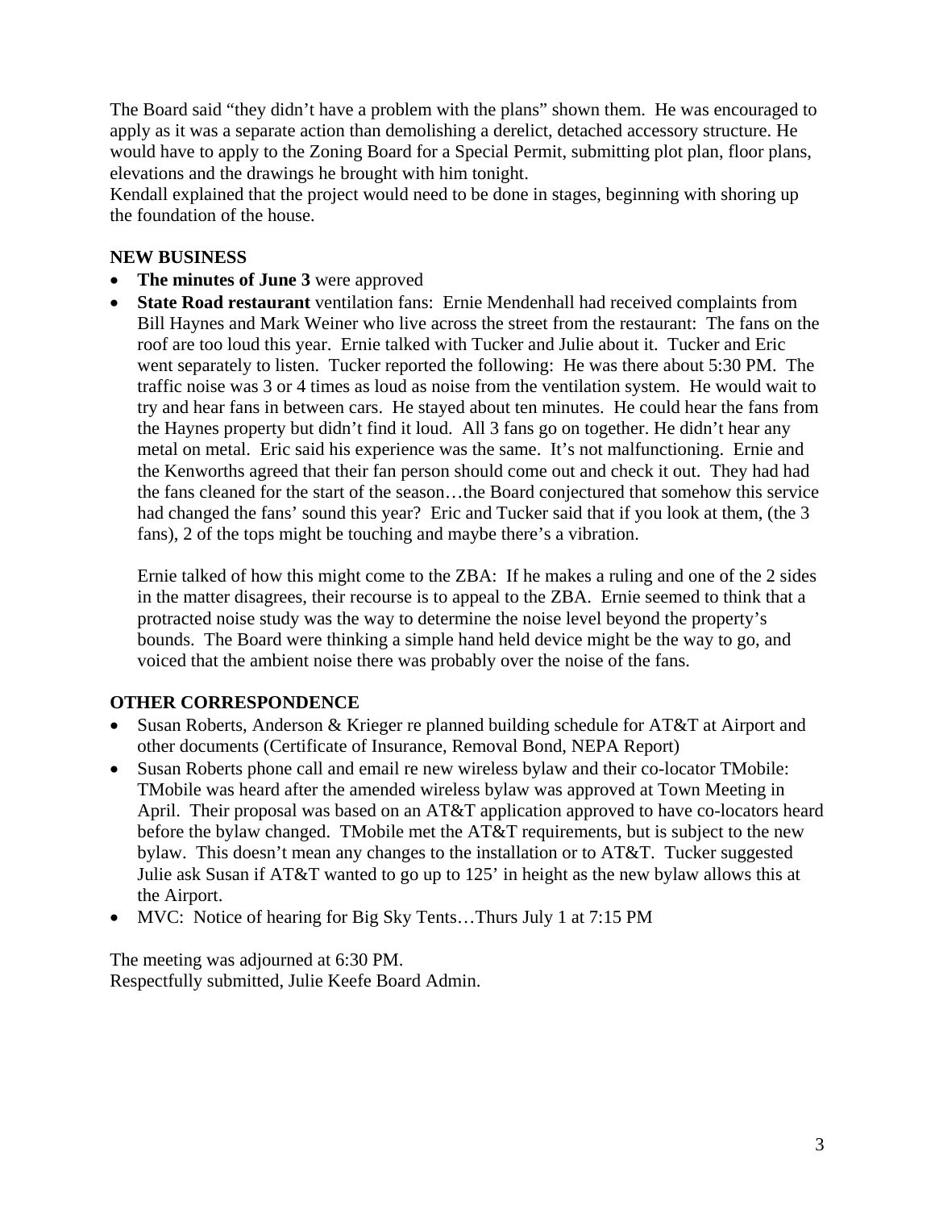The Board said "they didn't have a problem with the plans" shown them. He was encouraged to apply as it was a separate action than demolishing a derelict, detached accessory structure. He would have to apply to the Zoning Board for a Special Permit, submitting plot plan, floor plans, elevations and the drawings he brought with him tonight.
Kendall explained that the project would need to be done in stages, beginning with shoring up the foundation of the house.

**NEW BUSINESS**

- **The minutes of June 3** were approved
- **State Road restaurant** ventilation fans: Ernie Mendenhall had received complaints from Bill Haynes and Mark Weiner who live across the street from the restaurant: The fans on the roof are too loud this year. Ernie talked with Tucker and Julie about it. Tucker and Eric went separately to listen. Tucker reported the following: He was there about 5:30 PM. The traffic noise was 3 or 4 times as loud as noise from the ventilation system. He would wait to try and hear fans in between cars. He stayed about ten minutes. He could hear the fans from the Haynes property but didn't find it loud. All 3 fans go on together. He didn't hear any metal on metal. Eric said his experience was the same. It's not malfunctioning. Ernie and the Kenworths agreed that their fan person should come out and check it out. They had had the fans cleaned for the start of the season…the Board conjectured that somehow this service had changed the fans' sound this year? Eric and Tucker said that if you look at them, (the 3 fans), 2 of the tops might be touching and maybe there's a vibration.

  Ernie talked of how this might come to the ZBA: If he makes a ruling and one of the 2 sides in the matter disagrees, their recourse is to appeal to the ZBA. Ernie seemed to think that a protracted noise study was the way to determine the noise level beyond the property's bounds. The Board were thinking a simple hand held device might be the way to go, and voiced that the ambient noise there was probably over the noise of the fans.

**OTHER CORRESPONDENCE**

- Susan Roberts, Anderson & Krieger re planned building schedule for AT&T at Airport and other documents (Certificate of Insurance, Removal Bond, NEPA Report)
- Susan Roberts phone call and email re new wireless bylaw and their co-locator TMobile: TMobile was heard after the amended wireless bylaw was approved at Town Meeting in April. Their proposal was based on an AT&T application approved to have co-locators heard before the bylaw changed. TMobile met the AT&T requirements, but is subject to the new bylaw. This doesn't mean any changes to the installation or to AT&T. Tucker suggested Julie ask Susan if AT&T wanted to go up to 125' in height as the new bylaw allows this at the Airport.
- MVC: Notice of hearing for Big Sky Tents…Thurs July 1 at 7:15 PM

The meeting was adjourned at 6:30 PM.
Respectfully submitted, Julie Keefe Board Admin.